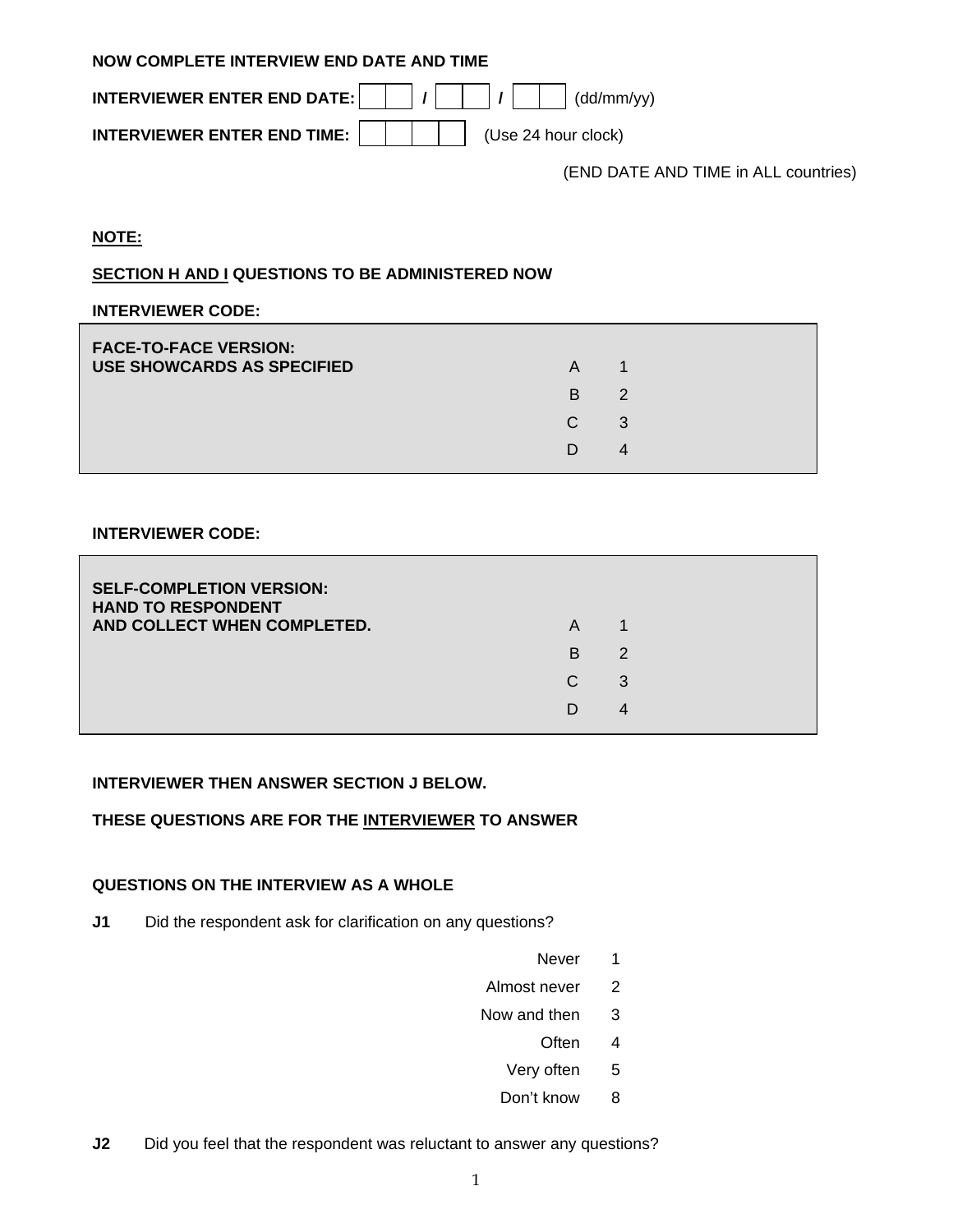**NOW COMPLETE INTERVIEW END DATE AND TIME**

**INTERVIEWER ENTER END DATE:** __ __ / __ __ / __ __ (dd/mm/yy)

**INTERVIEWER ENTER END TIME:** __ __ __ __ (Use 24 hour clock)

(END DATE AND TIME in ALL countries)

**NOTE:**

**SECTION H AND I QUESTIONS TO BE ADMINISTERED NOW**

**INTERVIEWER CODE:**

| **FACE-TO-FACE VERSION: USE SHOWCARDS AS SPECIFIED** | | |
|---|---|---|
| | A | 1 |
| | B | 2 |
| | C | 3 |
| | D | 4 |

**INTERVIEWER CODE:**

| **SELF-COMPLETION VERSION: HAND TO RESPONDENT AND COLLECT WHEN COMPLETED.** | | |
|---|---|---|
| | A | 1 |
| | B | 2 |
| | C | 3 |
| | D | 4 |

**INTERVIEWER THEN ANSWER SECTION J BELOW.**

**THESE QUESTIONS ARE FOR THE INTERVIEWER TO ANSWER**

**QUESTIONS ON THE INTERVIEW AS A WHOLE**

**J1** Did the respondent ask for clarification on any questions?

| | |
|---|---|
| Never | 1 |
| Almost never | 2 |
| Now and then | 3 |
| Often | 4 |
| Very often | 5 |
| Don't know | 8 |

**J2** Did you feel that the respondent was reluctant to answer any questions?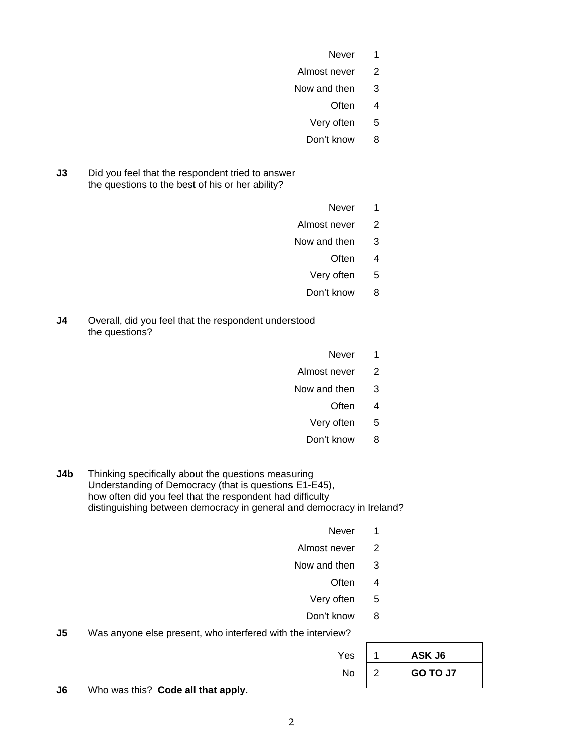| | |
|---|---|
| Never | 1 |
| Almost never | 2 |
| Now and then | 3 |
| Often | 4 |
| Very often | 5 |
| Don't know | 8 |

**J3** Did you feel that the respondent tried to answer the questions to the best of his or her ability?

| | |
|---|---|
| Never | 1 |
| Almost never | 2 |
| Now and then | 3 |
| Often | 4 |
| Very often | 5 |
| Don't know | 8 |

**J4** Overall, did you feel that the respondent understood the questions?

| | |
|---|---|
| Never | 1 |
| Almost never | 2 |
| Now and then | 3 |
| Often | 4 |
| Very often | 5 |
| Don't know | 8 |

**J4b** Thinking specifically about the questions measuring Understanding of Democracy (that is questions E1-E45), how often did you feel that the respondent had difficulty distinguishing between democracy in general and democracy in Ireland?

| | |
|---|---|
| Never | 1 |
| Almost never | 2 |
| Now and then | 3 |
| Often | 4 |
| Very often | 5 |
| Don't know | 8 |

**J5** Was anyone else present, who interfered with the interview?

| | | |
|---|---|---|
| Yes | 1 | **ASK J6** |
| No | 2 | **GO TO J7** |

**J6** Who was this? **Code all that apply.**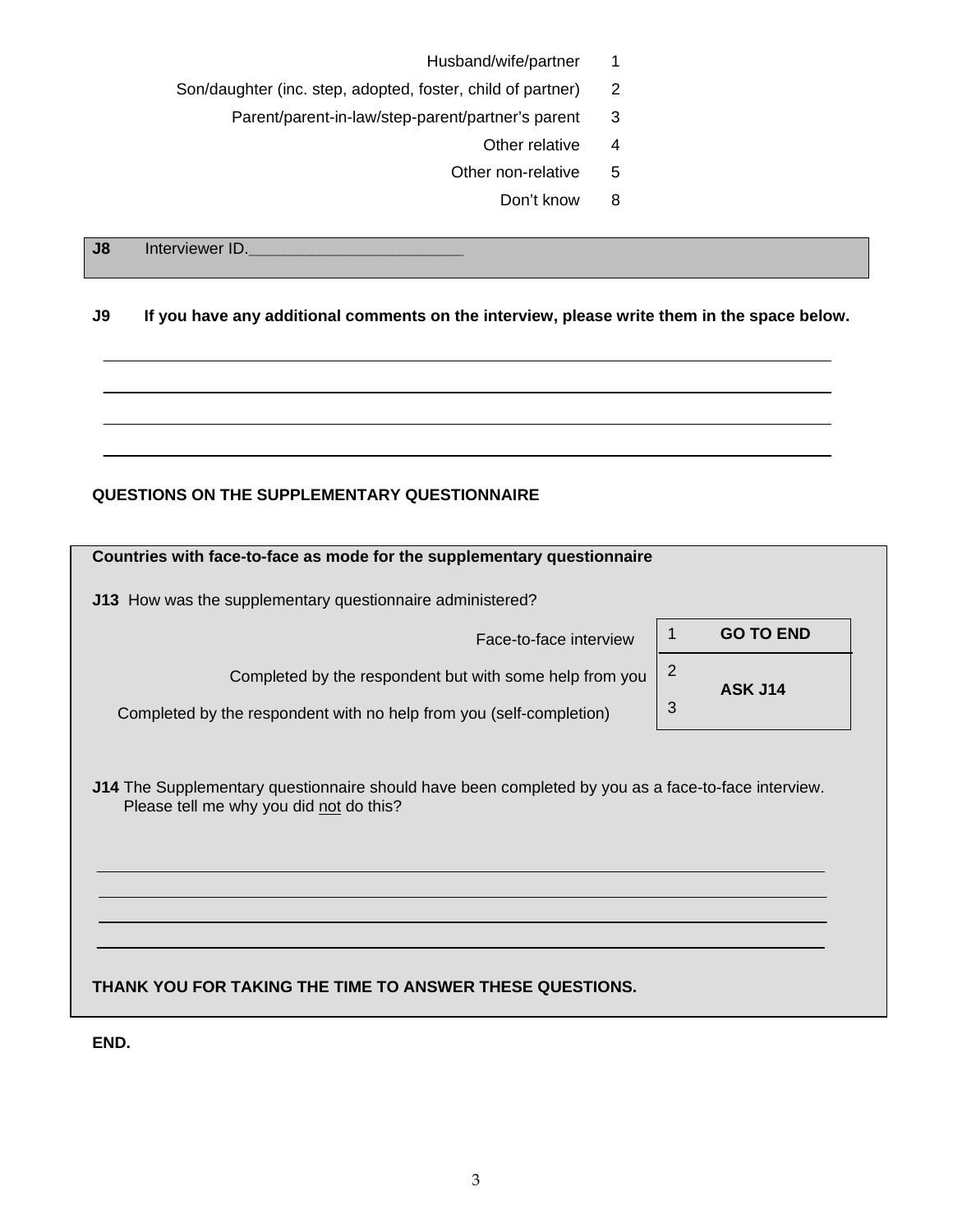| | |
|---|---|
| Husband/wife/partner | 1 |
| Son/daughter (inc. step, adopted, foster, child of partner) | 2 |
| Parent/parent-in-law/step-parent/partner's parent | 3 |
| Other relative | 4 |
| Other non-relative | 5 |
| Don't know | 8 |

**J8** Interviewer ID.________________________

**J9 If you have any additional comments on the interview, please write them in the space below.**

______________________________________________________________________

______________________________________________________________________

______________________________________________________________________

______________________________________________________________________

**QUESTIONS ON THE SUPPLEMENTARY QUESTIONNAIRE**

**Countries with face-to-face as mode for the supplementary questionnaire**

**J13** How was the supplementary questionnaire administered?

| | | |
|---|---|---|
| Face-to-face interview | 1 | **GO TO END** |
| Completed by the respondent but with some help from you | 2 | **ASK J14** |
| Completed by the respondent with no help from you (self-completion) | 3 | |

**J14** The Supplementary questionnaire should have been completed by you as a face-to-face interview. Please tell me why you did not do this?

______________________________________________________________________

______________________________________________________________________

______________________________________________________________________

______________________________________________________________________

**THANK YOU FOR TAKING THE TIME TO ANSWER THESE QUESTIONS.**

**END.**